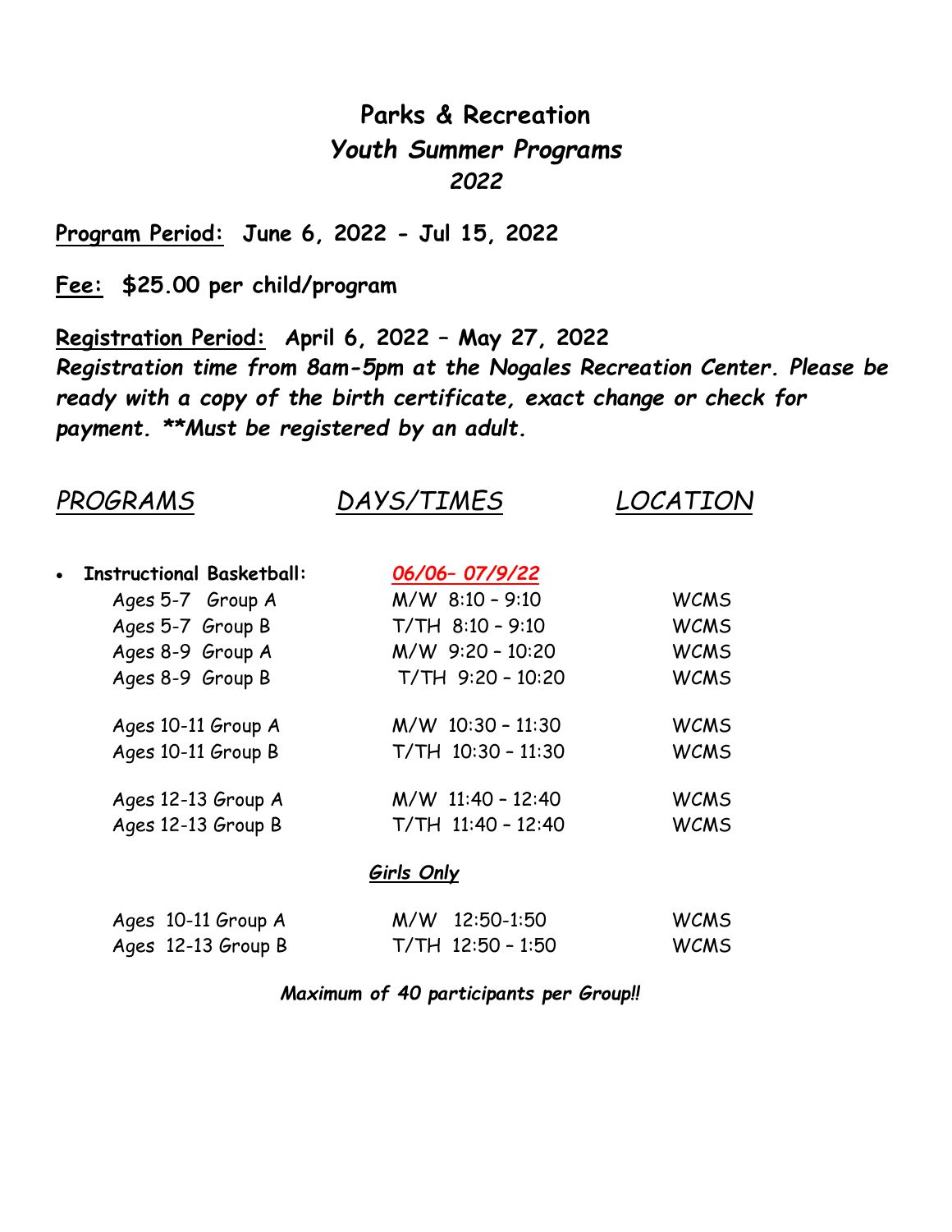# Parks & Recreation
## *Youth Summer Programs*
## *2022*

**Program Period:** **June 6, 2022 - Jul 15, 2022**

**Fee:** **$25.00 per child/program**

**Registration Period:** **April 6, 2022 – May 27, 2022**
***Registration time from 8am-5pm at the Nogales Recreation Center. Please be ready with a copy of the birth certificate, exact change or check for payment. **Must be registered by an adult.***

| *PROGRAMS* | *DAYS/TIMES* | *LOCATION* |
|---|---|---|
| • **Instructional Basketball:** | *06/06– 07/9/22* | |
| Ages 5-7 Group A | M/W 8:10 – 9:10 | WCMS |
| Ages 5-7 Group B | T/TH 8:10 – 9:10 | WCMS |
| Ages 8-9 Group A | M/W 9:20 – 10:20 | WCMS |
| Ages 8-9 Group B | T/TH 9:20 – 10:20 | WCMS |
| Ages 10-11 Group A | M/W 10:30 – 11:30 | WCMS |
| Ages 10-11 Group B | T/TH 10:30 – 11:30 | WCMS |
| Ages 12-13 Group A | M/W 11:40 – 12:40 | WCMS |
| Ages 12-13 Group B | T/TH 11:40 – 12:40 | WCMS |
| | ***Girls Only*** | |
| Ages 10-11 Group A | M/W 12:50-1:50 | WCMS |
| Ages 12-13 Group B | T/TH 12:50 – 1:50 | WCMS |

***Maximum of 40 participants per Group!!***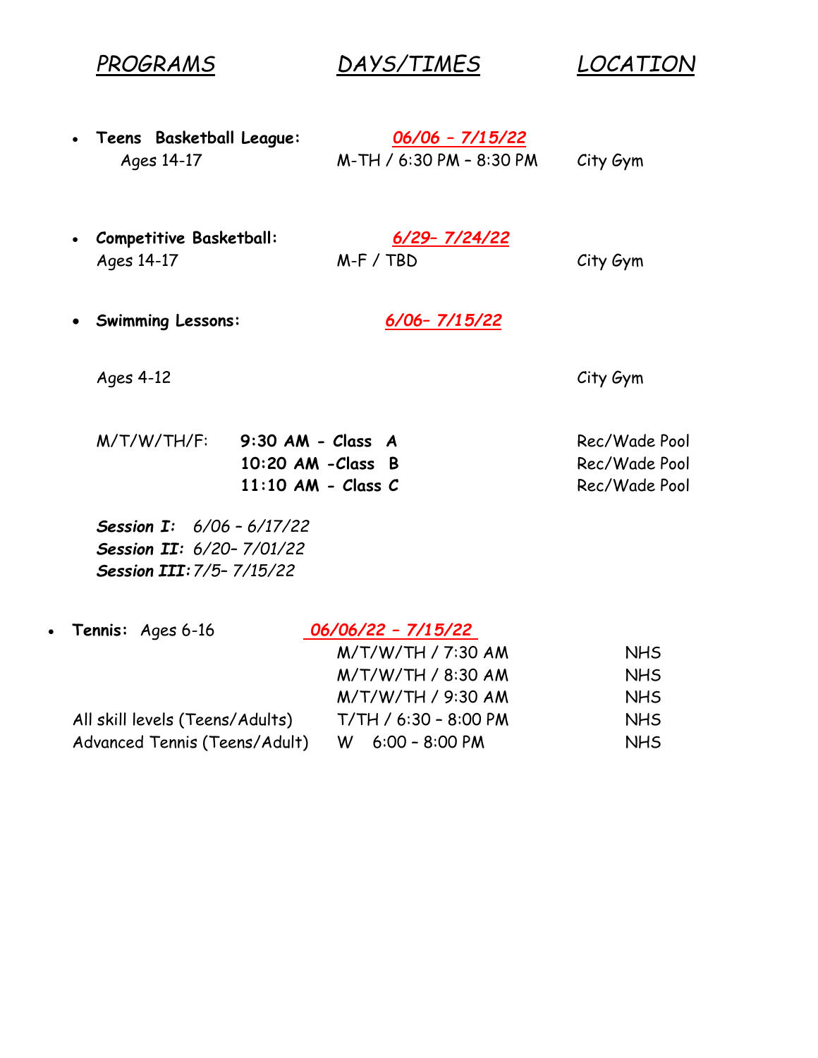| *PROGRAMS* | *DAYS/TIMES* | *LOCATION* |
|---|---|---|
| • **Teens Basketball League:** | ***06/06 – 7/15/22*** | |
| Ages 14-17 | M-TH / 6:30 PM – 8:30 PM | City Gym |
| • ***Competitive Basketball:*** | ***6/29– 7/24/22*** | |
| *Ages 14-17* | M-F / TBD | City Gym |
| • **Swimming Lessons:** | ***6/06– 7/15/22*** | |
| *Ages 4-12* | | City Gym |
| M/T/W/TH/F: | **9:30 AM - Class *A*** | Rec/Wade Pool |
| | **10:20 AM -Class B** | Rec/Wade Pool |
| | **11:10 AM - Class *C*** | Rec/Wade Pool |

***Session I:*** *6/06 – 6/17/22*
***Session II:*** *6/20– 7/01/22*
***Session III:*** *7/5– 7/15/22*

| **Tennis:** Ages 6-16 | ***06/06/22 – 7/15/22*** | |
|---|---|---|
| | M/T/W/TH / 7:30 AM | NHS |
| | M/T/W/TH / 8:30 AM | NHS |
| | M/T/W/TH / 9:30 AM | NHS |
| All skill levels (Teens/Adults) | T/TH / 6:30 – 8:00 PM | NHS |
| Advanced Tennis (Teens/Adult) | W 6:00 – 8:00 PM | NHS |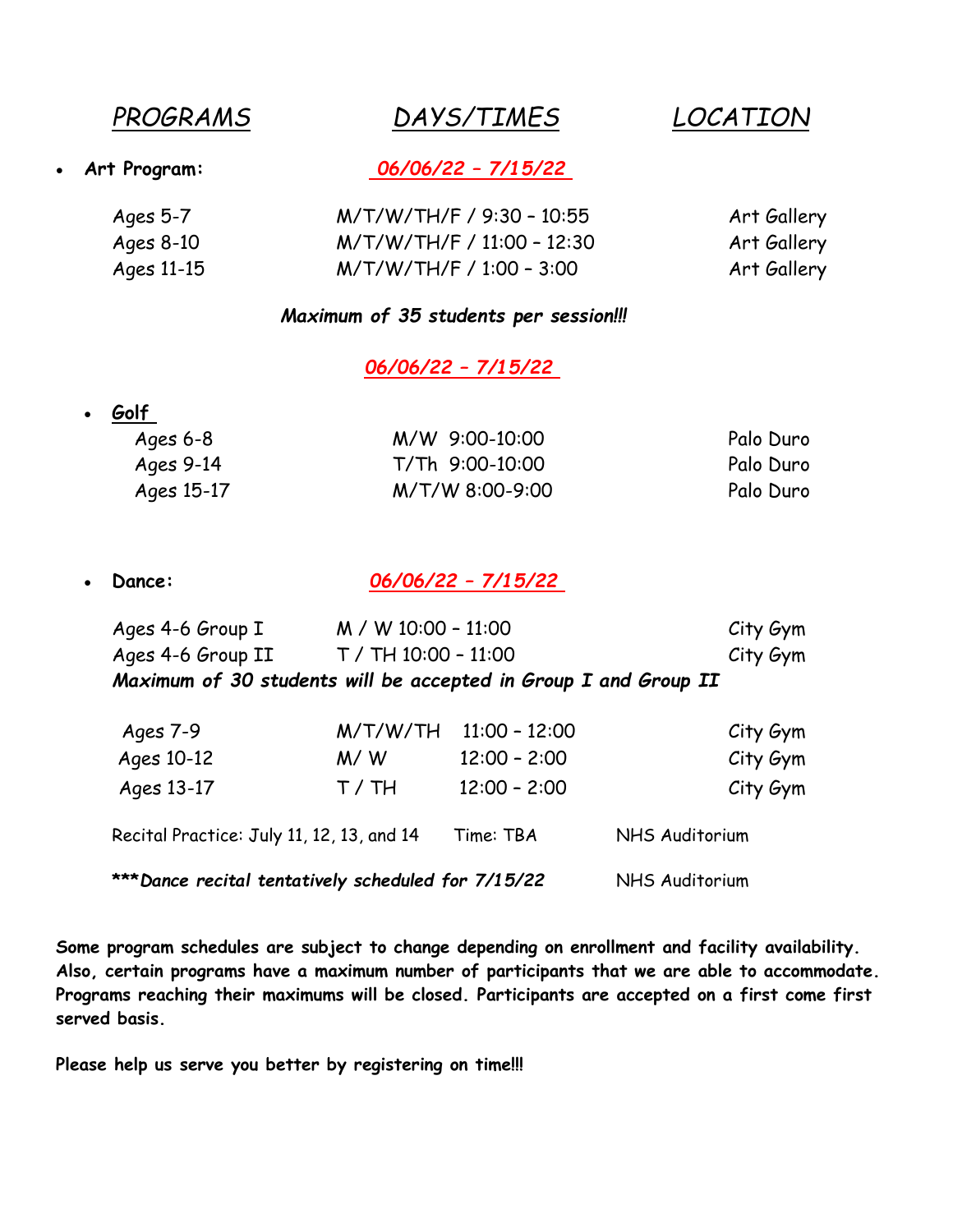| *PROGRAMS* | *DAYS/TIMES* | *LOCATION* |
|---|---|---|
| **Art Program:** | ***06/06/22 – 7/15/22*** | |
| Ages 5-7 | M/T/W/TH/F / 9:30 – 10:55 | Art Gallery |
| Ages 8-10 | M/T/W/TH/F / 11:00 – 12:30 | Art Gallery |
| Ages 11-15 | M/T/W/TH/F / 1:00 – 3:00 | Art Gallery |

***Maximum of 35 students per session!!!***

***06/06/22 – 7/15/22***

| **Golf** | | |
|---|---|---|
| Ages 6-8 | M/W 9:00-10:00 | Palo Duro |
| Ages 9-14 | T/Th 9:00-10:00 | Palo Duro |
| Ages 15-17 | M/T/W 8:00-9:00 | Palo Duro |

| **Dance:** | ***06/06/22 – 7/15/22*** | | |
|---|---|---|---|
| Ages 4-6 Group I | M / W | 10:00 – 11:00 | City Gym |
| Ages 4-6 Group II | T / TH | 10:00 – 11:00 | City Gym |

***Maximum of 30 students will be accepted in Group I and Group II***

| | | | |
|---|---|---|---|
| Ages 7-9 | M/T/W/TH | 11:00 – 12:00 | City Gym |
| Ages 10-12 | M/ W | 12:00 – 2:00 | City Gym |
| Ages 13-17 | T / TH | 12:00 – 2:00 | City Gym |

Recital Practice: July 11, 12, 13, and 14 Time: TBA NHS Auditorium

****Dance recital tentatively scheduled for 7/15/22** NHS Auditorium

**Some program schedules are subject to change depending on enrollment and facility availability. Also, certain programs have a maximum number of participants that we are able to accommodate. Programs reaching their maximums will be closed. Participants are accepted on a first come first served basis.**

**Please help us serve you better by registering on time!!!**